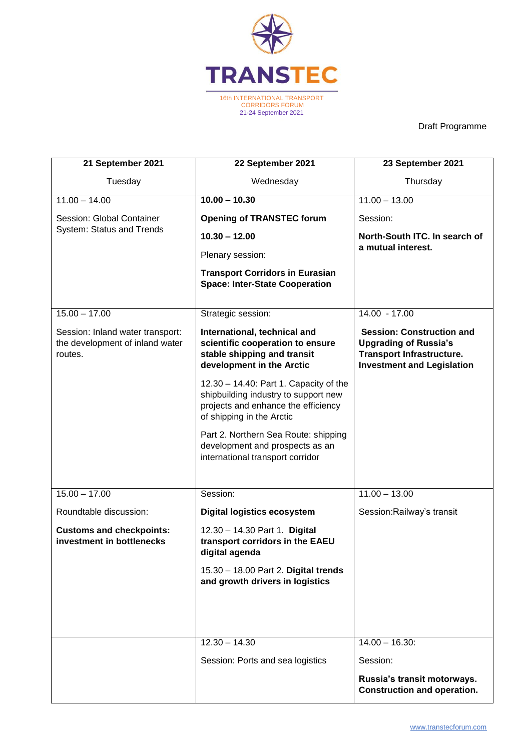# TRANSTEC

16th INTERNATIONAL TRANSPORT CORRIDORS FORUM
21-24 September 2021

Draft Programme

| 21 September 2021<br>Tuesday | 22 September 2021<br>Wednesday | 23 September 2021<br>Thursday |
|---|---|---|
| 11.00 – 14.00<br><br>Session: Global Container System: Status and Trends | **10.00 – 10.30**<br><br>**Opening of TRANSTEC forum**<br><br>**10.30 – 12.00**<br><br>Plenary session:<br><br>**Transport Corridors in Eurasian Space: Inter-State Cooperation** | 11.00 – 13.00<br><br>Session:<br><br>**North-South ITC. In search of a mutual interest.** |
| 15.00 – 17.00<br><br>Session: Inland water transport: the development of inland water routes. | Strategic session:<br><br>**International, technical and scientific cooperation to ensure stable shipping and transit development in the Arctic**<br><br>12.30 – 14.40: Part 1. Capacity of the shipbuilding industry to support new projects and enhance the efficiency of shipping in the Arctic<br><br>Part 2. Northern Sea Route: shipping development and prospects as an international transport corridor | 14.00 - 17.00<br><br>**Session: Construction and Upgrading of Russia's Transport Infrastructure. Investment and Legislation** |
| 15.00 – 17.00<br><br>Roundtable discussion:<br><br>**Customs and checkpoints: investment in bottlenecks** | Session:<br><br>**Digital logistics ecosystem**<br><br>12.30 – 14.30 Part 1. **Digital transport corridors in the EAEU digital agenda**<br><br>15.30 – 18.00 Part 2. **Digital trends and growth drivers in logistics** | 11.00 – 13.00<br><br>Session:Railway's transit |
| | 12.30 – 14.30<br><br>Session: Ports and sea logistics | 14.00 – 16.30:<br><br>Session:<br><br>**Russia's transit motorways. Construction and operation.** |

www.transtecforum.com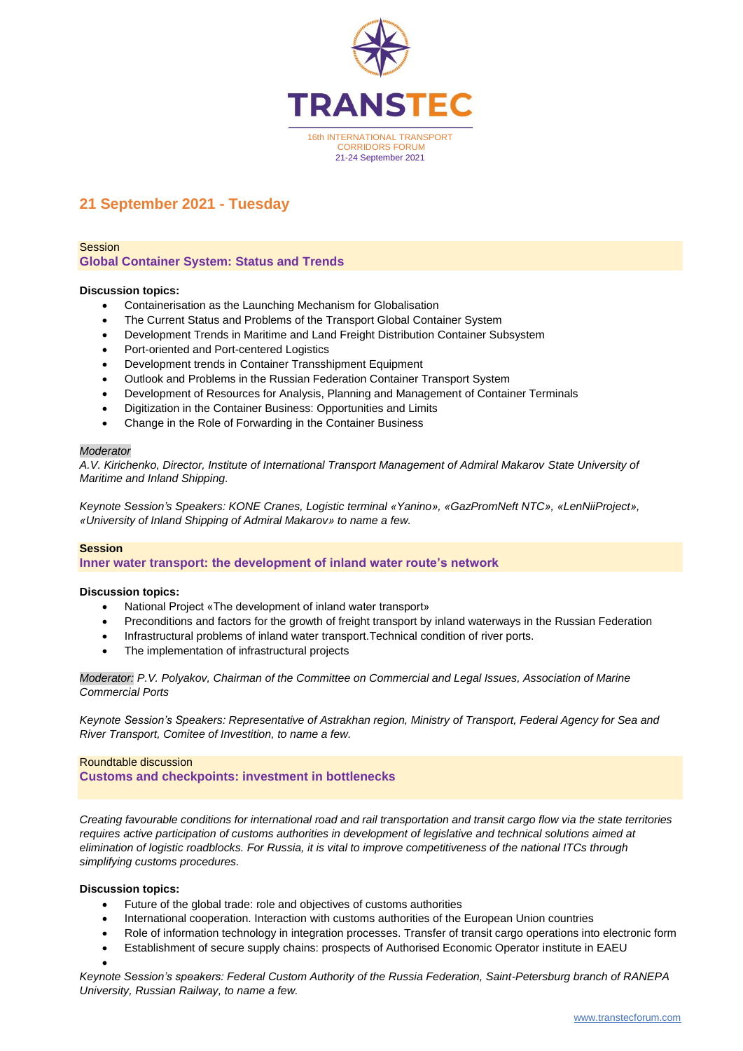## 21 September 2021 - Tuesday

Session

### Global Container System: Status and Trends

**Discussion topics:**

- Containerisation as the Launching Mechanism for Globalisation
- The Current Status and Problems of the Transport Global Container System
- Development Trends in Maritime and Land Freight Distribution Container Subsystem
- Port-oriented and Port-centered Logistics
- Development trends in Container Transshipment Equipment
- Outlook and Problems in the Russian Federation Container Transport System
- Development of Resources for Analysis, Planning and Management of Container Terminals
- Digitization in the Container Business: Opportunities and Limits
- Change in the Role of Forwarding in the Container Business

*Moderator*
*A.V. Kirichenko, Director, Institute of International Transport Management of Admiral Makarov State University of Maritime and Inland Shipping.*

*Keynote Session's Speakers: KONE Cranes, Logistic terminal «Yanino», «GazPromNeft NTC», «LenNiiProject», «University of Inland Shipping of Admiral Makarov» to name a few.*

**Session**

### Inner water transport: the development of inland water route's network

**Discussion topics:**

- National Project «The development of inland water transport»
- Preconditions and factors for the growth of freight transport by inland waterways in the Russian Federation
- Infrastructural problems of inland water transport.Technical condition of river ports.
- The implementation of infrastructural projects

*Moderator: P.V. Polyakov, Chairman of the Committee on Commercial and Legal Issues, Association of Marine Commercial Ports*

*Keynote Session's Speakers: Representative of Astrakhan region, Ministry of Transport, Federal Agency for Sea and River Transport, Comitee of Investition, to name a few.*

Roundtable discussion

### Customs and checkpoints: investment in bottlenecks

*Creating favourable conditions for international road and rail transportation and transit cargo flow via the state territories requires active participation of customs authorities in development of legislative and technical solutions aimed at elimination of logistic roadblocks. For Russia, it is vital to improve competitiveness of the national ITCs through simplifying customs procedures.*

**Discussion topics:**

- Future of the global trade: role and objectives of customs authorities
- International cooperation. Interaction with customs authorities of the European Union countries
- Role of information technology in integration processes. Transfer of transit cargo operations into electronic form
- Establishment of secure supply chains: prospects of Authorised Economic Operator institute in EAEU

*Keynote Session's speakers: Federal Custom Authority of the Russia Federation, Saint-Petersburg branch of RANEPA University, Russian Railway, to name a few.*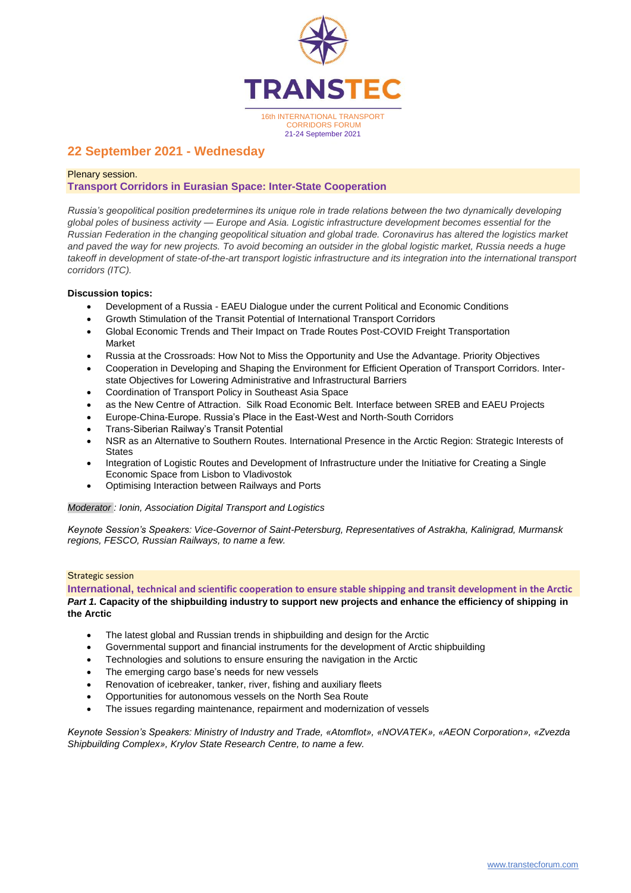TRANSTEC

16th INTERNATIONAL TRANSPORT CORRIDORS FORUM
21-24 September 2021

## 22 September 2021 - Wednesday

Plenary session.

### Transport Corridors in Eurasian Space: Inter-State Cooperation

*Russia's geopolitical position predetermines its unique role in trade relations between the two dynamically developing global poles of business activity — Europe and Asia. Logistic infrastructure development becomes essential for the Russian Federation in the changing geopolitical situation and global trade. Coronavirus has altered the logistics market and paved the way for new projects. To avoid becoming an outsider in the global logistic market, Russia needs a huge takeoff in development of state-of-the-art transport logistic infrastructure and its integration into the international transport corridors (ITC).*

**Discussion topics:**

- Development of a Russia - EAEU Dialogue under the current Political and Economic Conditions
- Growth Stimulation of the Transit Potential of International Transport Corridors
- Global Economic Trends and Their Impact on Trade Routes Post-COVID Freight Transportation Market
- Russia at the Crossroads: How Not to Miss the Opportunity and Use the Advantage. Priority Objectives
- Cooperation in Developing and Shaping the Environment for Efficient Operation of Transport Corridors. Inter-state Objectives for Lowering Administrative and Infrastructural Barriers
- Coordination of Transport Policy in Southeast Asia Space
- as the New Centre of Attraction. Silk Road Economic Belt. Interface between SREB and EAEU Projects
- Europe-China-Europe. Russia's Place in the East-West and North-South Corridors
- Trans-Siberian Railway's Transit Potential
- NSR as an Alternative to Southern Routes. International Presence in the Arctic Region: Strategic Interests of States
- Integration of Logistic Routes and Development of Infrastructure under the Initiative for Creating a Single Economic Space from Lisbon to Vladivostok
- Optimising Interaction between Railways and Ports

*Moderator : Ionin, Association Digital Transport and Logistics*

*Keynote Session's Speakers: Vice-Governor of Saint-Petersburg, Representatives of Astrakha, Kalinigrad, Murmansk regions, FESCO, Russian Railways, to name a few.*

Strategic session

### International, technical and scientific cooperation to ensure stable shipping and transit development in the Arctic

***Part 1.* Capacity of the shipbuilding industry to support new projects and enhance the efficiency of shipping in the Arctic**

- The latest global and Russian trends in shipbuilding and design for the Arctic
- Governmental support and financial instruments for the development of Arctic shipbuilding
- Technologies and solutions to ensure ensuring the navigation in the Arctic
- The emerging cargo base's needs for new vessels
- Renovation of icebreaker, tanker, river, fishing and auxiliary fleets
- Opportunities for autonomous vessels on the North Sea Route
- The issues regarding maintenance, repairment and modernization of vessels

*Keynote Session's Speakers: Ministry of Industry and Trade, «Atomflot», «NOVATEK», «AEON Corporation», «Zvezda Shipbuilding Complex», Krylov State Research Centre, to name a few.*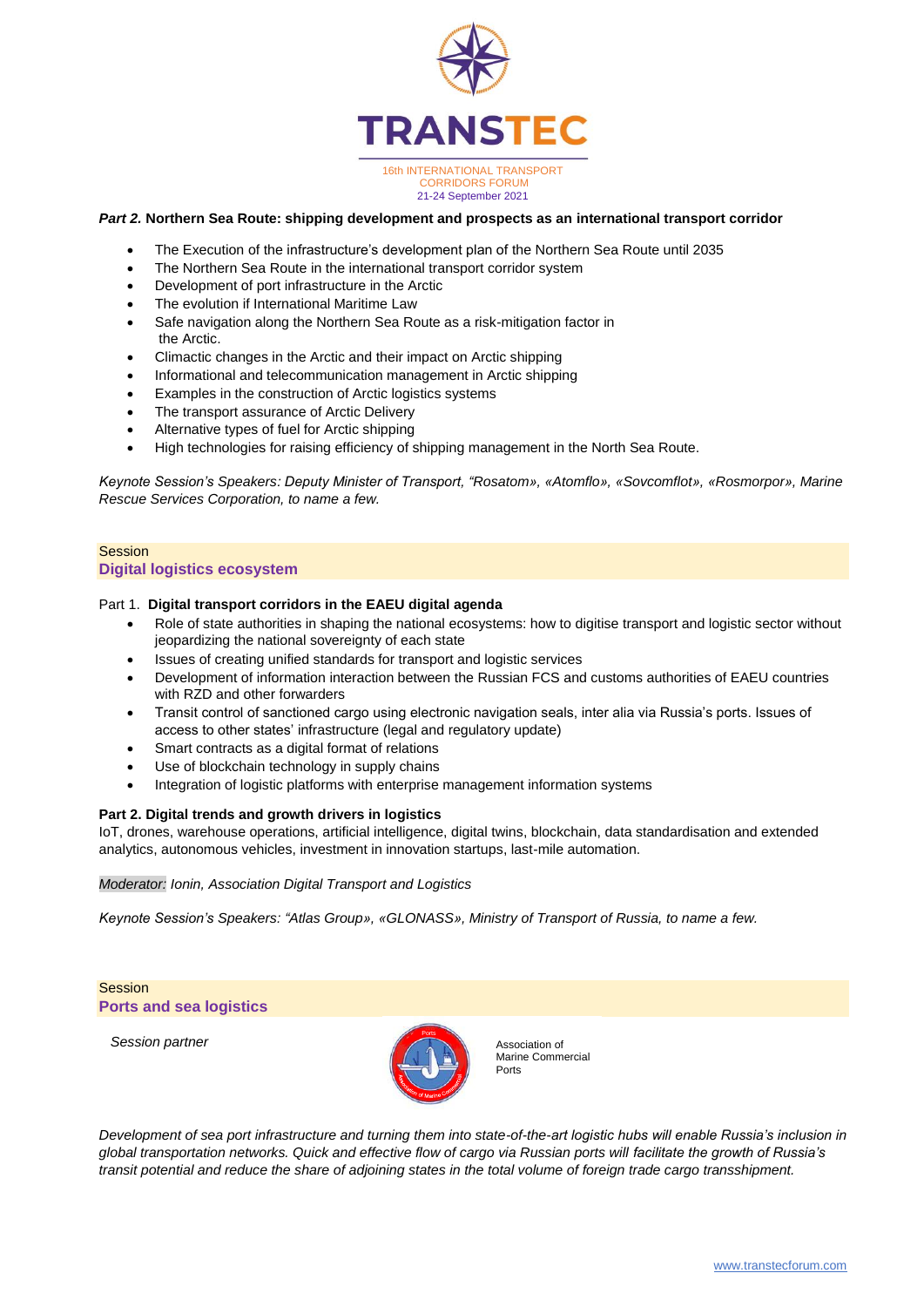**_Part 2._ Northern Sea Route: shipping development and prospects as an international transport corridor**

- The Execution of the infrastructure's development plan of the Northern Sea Route until 2035
- The Northern Sea Route in the international transport corridor system
- Development of port infrastructure in the Arctic
- The evolution if International Maritime Law
- Safe navigation along the Northern Sea Route as a risk-mitigation factor in the Arctic.
- Climactic changes in the Arctic and their impact on Arctic shipping
- Informational and telecommunication management in Arctic shipping
- Examples in the construction of Arctic logistics systems
- The transport assurance of Arctic Delivery
- Alternative types of fuel for Arctic shipping
- High technologies for raising efficiency of shipping management in the North Sea Route.

*Keynote Session's Speakers: Deputy Minister of Transport, "Rosatom», «Atomflo», «Sovcomflot», «Rosmorport», Marine Rescue Services Corporation, to name a few.*

Session

## Digital logistics ecosystem

Part 1. **Digital transport corridors in the EAEU digital agenda**

- Role of state authorities in shaping the national ecosystems: how to digitise transport and logistic sector without jeopardizing the national sovereignty of each state
- Issues of creating unified standards for transport and logistic services
- Development of information interaction between the Russian FCS and customs authorities of EAEU countries with RZD and other forwarders
- Transit control of sanctioned cargo using electronic navigation seals, inter alia via Russia's ports. Issues of access to other states' infrastructure (legal and regulatory update)
- Smart contracts as a digital format of relations
- Use of blockchain technology in supply chains
- Integration of logistic platforms with enterprise management information systems

**Part 2. Digital trends and growth drivers in logistics**

IoT, drones, warehouse operations, artificial intelligence, digital twins, blockchain, data standardisation and extended analytics, autonomous vehicles, investment in innovation startups, last-mile automation.

*Moderator: Ionin, Association Digital Transport and Logistics*

*Keynote Session's Speakers: "Atlas Group», «GLONASS», Ministry of Transport of Russia, to name a few.*

Session

## Ports and sea logistics

*Session partner*

Association of Marine Commercial Ports

*Development of sea port infrastructure and turning them into state-of-the-art logistic hubs will enable Russia's inclusion in global transportation networks. Quick and effective flow of cargo via Russian ports will facilitate the growth of Russia's transit potential and reduce the share of adjoining states in the total volume of foreign trade cargo transshipment.*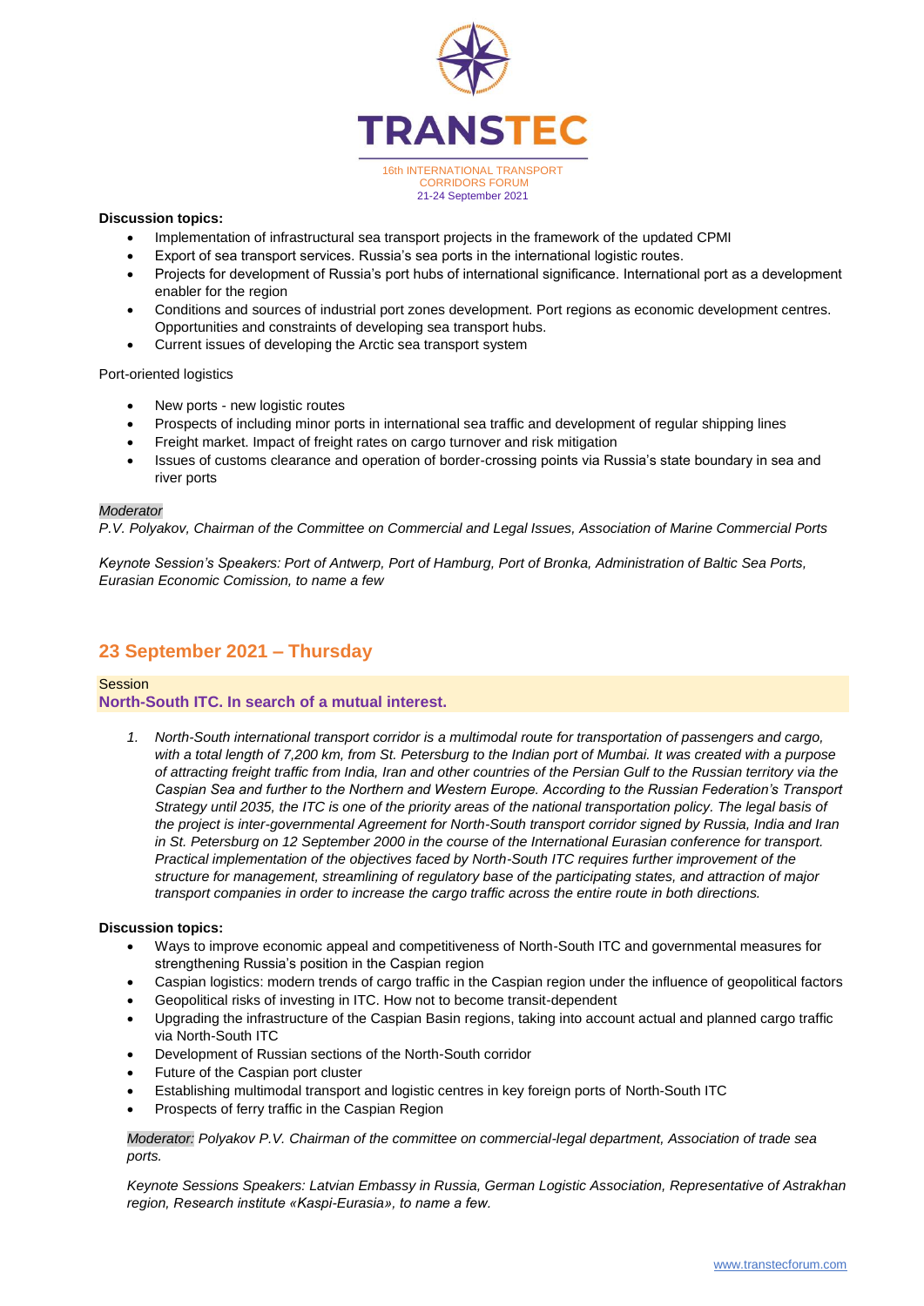**Discussion topics:**

- Implementation of infrastructural sea transport projects in the framework of the updated CPMI
- Export of sea transport services. Russia's sea ports in the international logistic routes.
- Projects for development of Russia's port hubs of international significance. International port as a development enabler for the region
- Conditions and sources of industrial port zones development. Port regions as economic development centres. Opportunities and constraints of developing sea transport hubs.
- Current issues of developing the Arctic sea transport system

Port-oriented logistics

- New ports - new logistic routes
- Prospects of including minor ports in international sea traffic and development of regular shipping lines
- Freight market. Impact of freight rates on cargo turnover and risk mitigation
- Issues of customs clearance and operation of border-crossing points via Russia's state boundary in sea and river ports

*Moderator*
*P.V. Polyakov, Chairman of the Committee on Commercial and Legal Issues, Association of Marine Commercial Ports*

*Keynote Session's Speakers: Port of Antwerp, Port of Hamburg, Port of Bronka, Administration of Baltic Sea Ports, Eurasian Economic Comission, to name a few*

## 23 September 2021 – Thursday

Session
**North-South ITC. In search of a mutual interest.**

1. *North-South international transport corridor is a multimodal route for transportation of passengers and cargo, with a total length of 7,200 km, from St. Petersburg to the Indian port of Mumbai. It was created with a purpose of attracting freight traffic from India, Iran and other countries of the Persian Gulf to the Russian territory via the Caspian Sea and further to the Northern and Western Europe. According to the Russian Federation's Transport Strategy until 2035, the ITC is one of the priority areas of the national transportation policy. The legal basis of the project is inter-governmental Agreement for North-South transport corridor signed by Russia, India and Iran in St. Petersburg on 12 September 2000 in the course of the International Eurasian conference for transport. Practical implementation of the objectives faced by North-South ITC requires further improvement of the structure for management, streamlining of regulatory base of the participating states, and attraction of major transport companies in order to increase the cargo traffic across the entire route in both directions.*

**Discussion topics:**

- Ways to improve economic appeal and competitiveness of North-South ITC and governmental measures for strengthening Russia's position in the Caspian region
- Caspian logistics: modern trends of cargo traffic in the Caspian region under the influence of geopolitical factors
- Geopolitical risks of investing in ITC. How not to become transit-dependent
- Upgrading the infrastructure of the Caspian Basin regions, taking into account actual and planned cargo traffic via North-South ITC
- Development of Russian sections of the North-South corridor
- Future of the Caspian port cluster
- Establishing multimodal transport and logistic centres in key foreign ports of North-South ITC
- Prospects of ferry traffic in the Caspian Region

*Moderator: Polyakov P.V. Chairman of the committee on commercial-legal department, Association of trade sea ports.*

*Keynote Sessions Speakers: Latvian Embassy in Russia, German Logistic Association, Representative of Astrakhan region, Research institute «Kaspi-Eurasia», to name a few.*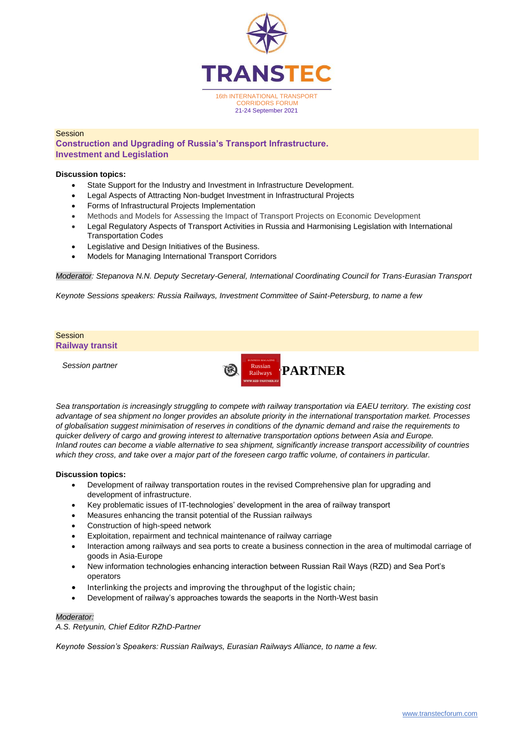TRANSTEC

16th INTERNATIONAL TRANSPORT CORRIDORS FORUM
21-24 September 2021

Session
## Construction and Upgrading of Russia's Transport Infrastructure. Investment and Legislation

**Discussion topics:**

- State Support for the Industry and Investment in Infrastructure Development.
- Legal Aspects of Attracting Non-budget Investment in Infrastructural Projects
- Forms of Infrastructural Projects Implementation
- Methods and Models for Assessing the Impact of Transport Projects on Economic Development
- Legal Regulatory Aspects of Transport Activities in Russia and Harmonising Legislation with International Transportation Codes
- Legislative and Design Initiatives of the Business.
- Models for Managing International Transport Corridors

*Moderator: Stepanova N.N. Deputy Secretary-General, International Coordinating Council for Trans-Eurasian Transport*

*Keynote Sessions speakers: Russia Railways, Investment Committee of Saint-Petersburg, to name a few*

Session
## Railway transit

*Session partner*

Russian Railways PARTNER

*Sea transportation is increasingly struggling to compete with railway transportation via EAEU territory. The existing cost advantage of sea shipment no longer provides an absolute priority in the international transportation market. Processes of globalisation suggest minimisation of reserves in conditions of the dynamic demand and raise the requirements to quicker delivery of cargo and growing interest to alternative transportation options between Asia and Europe. Inland routes can become a viable alternative to sea shipment, significantly increase transport accessibility of countries which they cross, and take over a major part of the foreseen cargo traffic volume, of containers in particular.*

**Discussion topics:**

- Development of railway transportation routes in the revised Comprehensive plan for upgrading and development of infrastructure.
- Key problematic issues of IT-technologies' development in the area of railway transport
- Measures enhancing the transit potential of the Russian railways
- Construction of high-speed network
- Exploitation, repairment and technical maintenance of railway carriage
- Interaction among railways and sea ports to create a business connection in the area of multimodal carriage of goods in Asia-Europe
- New information technologies enhancing interaction between Russian Rail Ways (RZD) and Sea Port's operators
- Interlinking the projects and improving the throughput of the logistic chain;
- Development of railway's approaches towards the seaports in the North-West basin

*Moderator:*
*A.S. Retyunin, Chief Editor RZhD-Partner*

*Keynote Session's Speakers: Russian Railways, Eurasian Railways Alliance, to name a few.*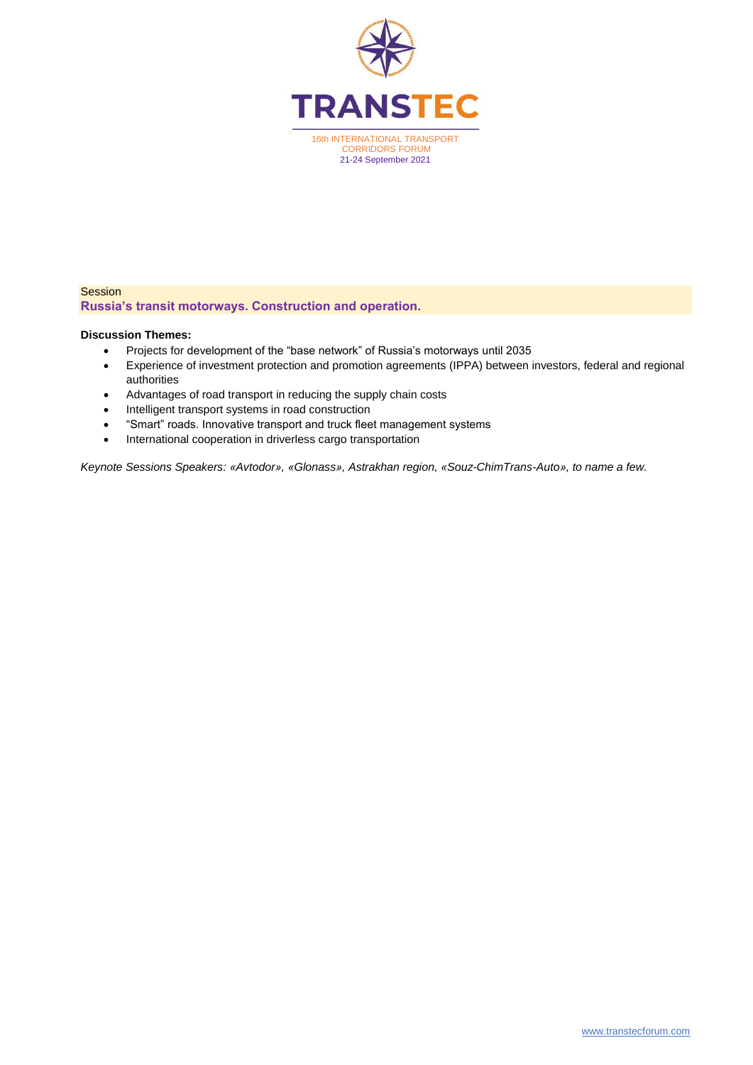**TRANSTEC**

16th INTERNATIONAL TRANSPORT CORRIDORS FORUM
21-24 September 2021

Session

## Russia's transit motorways. Construction and operation.

**Discussion Themes:**

- Projects for development of the "base network" of Russia's motorways until 2035
- Experience of investment protection and promotion agreements (IPPA) between investors, federal and regional authorities
- Advantages of road transport in reducing the supply chain costs
- Intelligent transport systems in road construction
- "Smart" roads. Innovative transport and truck fleet management systems
- International cooperation in driverless cargo transportation

*Keynote Sessions Speakers: «Avtodor», «Glonass», Astrakhan region, «Souz-ChimTrans-Auto», to name a few.*